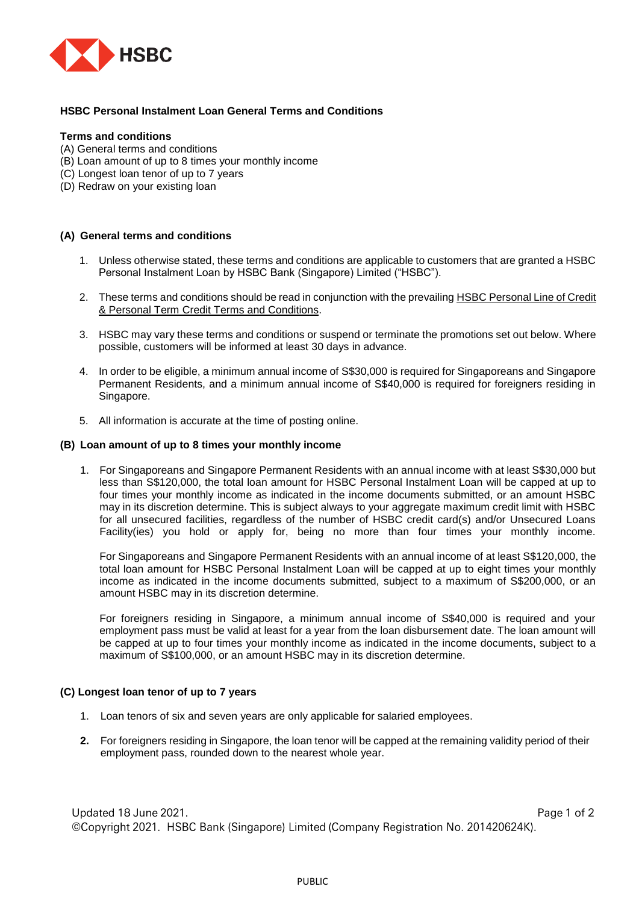# HSBC Personal Instalment Loan General Terms and Conditions

**Terms and conditions**

(A) General terms and conditions
(B) Loan amount of up to 8 times your monthly income
(C) Longest loan tenor of up to 7 years
(D) Redraw on your existing loan

## (A) General terms and conditions

1. Unless otherwise stated, these terms and conditions are applicable to customers that are granted a HSBC Personal Instalment Loan by HSBC Bank (Singapore) Limited ("HSBC").

2. These terms and conditions should be read in conjunction with the prevailing HSBC Personal Line of Credit & Personal Term Credit Terms and Conditions.

3. HSBC may vary these terms and conditions or suspend or terminate the promotions set out below. Where possible, customers will be informed at least 30 days in advance.

4. In order to be eligible, a minimum annual income of S$30,000 is required for Singaporeans and Singapore Permanent Residents, and a minimum annual income of S$40,000 is required for foreigners residing in Singapore.

5. All information is accurate at the time of posting online.

## (B) Loan amount of up to 8 times your monthly income

1. For Singaporeans and Singapore Permanent Residents with an annual income with at least S$30,000 but less than S$120,000, the total loan amount for HSBC Personal Instalment Loan will be capped at up to four times your monthly income as indicated in the income documents submitted, or an amount HSBC may in its discretion determine. This is subject always to your aggregate maximum credit limit with HSBC for all unsecured facilities, regardless of the number of HSBC credit card(s) and/or Unsecured Loans Facility(ies) you hold or apply for, being no more than four times your monthly income.

   For Singaporeans and Singapore Permanent Residents with an annual income of at least S$120,000, the total loan amount for HSBC Personal Instalment Loan will be capped at up to eight times your monthly income as indicated in the income documents submitted, subject to a maximum of S$200,000, or an amount HSBC may in its discretion determine.

   For foreigners residing in Singapore, a minimum annual income of S$40,000 is required and your employment pass must be valid at least for a year from the loan disbursement date. The loan amount will be capped at up to four times your monthly income as indicated in the income documents, subject to a maximum of S$100,000, or an amount HSBC may in its discretion determine.

## (C) Longest loan tenor of up to 7 years

1. Loan tenors of six and seven years are only applicable for salaried employees.

2. For foreigners residing in Singapore, the loan tenor will be capped at the remaining validity period of their employment pass, rounded down to the nearest whole year.

Updated 18 June 2021.

©Copyright 2021. HSBC Bank (Singapore) Limited (Company Registration No. 201420624K).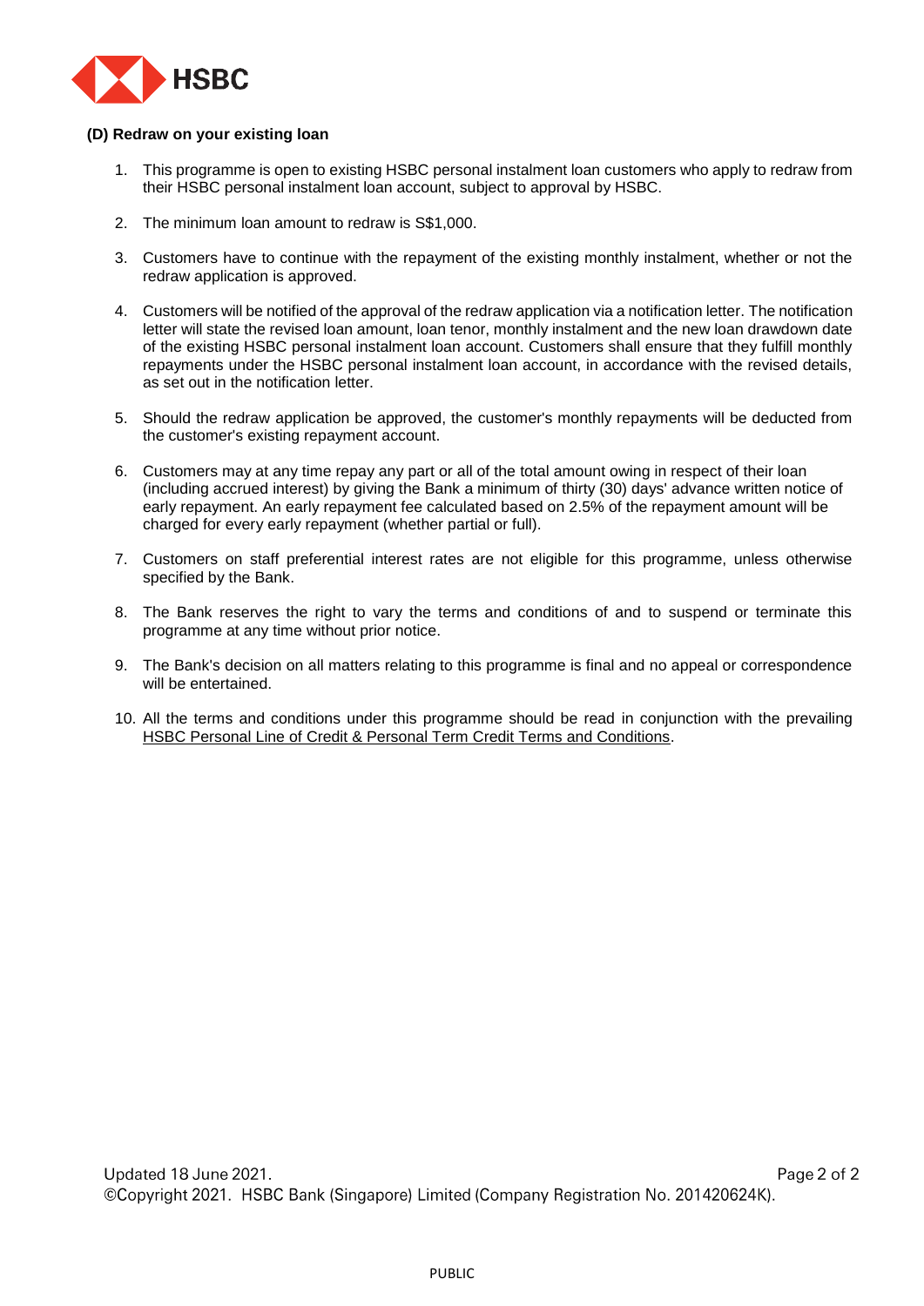### (D) Redraw on your existing loan

1. This programme is open to existing HSBC personal instalment loan customers who apply to redraw from their HSBC personal instalment loan account, subject to approval by HSBC.

2. The minimum loan amount to redraw is S$1,000.

3. Customers have to continue with the repayment of the existing monthly instalment, whether or not the redraw application is approved.

4. Customers will be notified of the approval of the redraw application via a notification letter. The notification letter will state the revised loan amount, loan tenor, monthly instalment and the new loan drawdown date of the existing HSBC personal instalment loan account. Customers shall ensure that they fulfill monthly repayments under the HSBC personal instalment loan account, in accordance with the revised details, as set out in the notification letter.

5. Should the redraw application be approved, the customer's monthly repayments will be deducted from the customer's existing repayment account.

6. Customers may at any time repay any part or all of the total amount owing in respect of their loan (including accrued interest) by giving the Bank a minimum of thirty (30) days' advance written notice of early repayment. An early repayment fee calculated based on 2.5% of the repayment amount will be charged for every early repayment (whether partial or full).

7. Customers on staff preferential interest rates are not eligible for this programme, unless otherwise specified by the Bank.

8. The Bank reserves the right to vary the terms and conditions of and to suspend or terminate this programme at any time without prior notice.

9. The Bank's decision on all matters relating to this programme is final and no appeal or correspondence will be entertained.

10. All the terms and conditions under this programme should be read in conjunction with the prevailing HSBC Personal Line of Credit & Personal Term Credit Terms and Conditions.

Updated 18 June 2021.

©Copyright 2021. HSBC Bank (Singapore) Limited (Company Registration No. 201420624K).